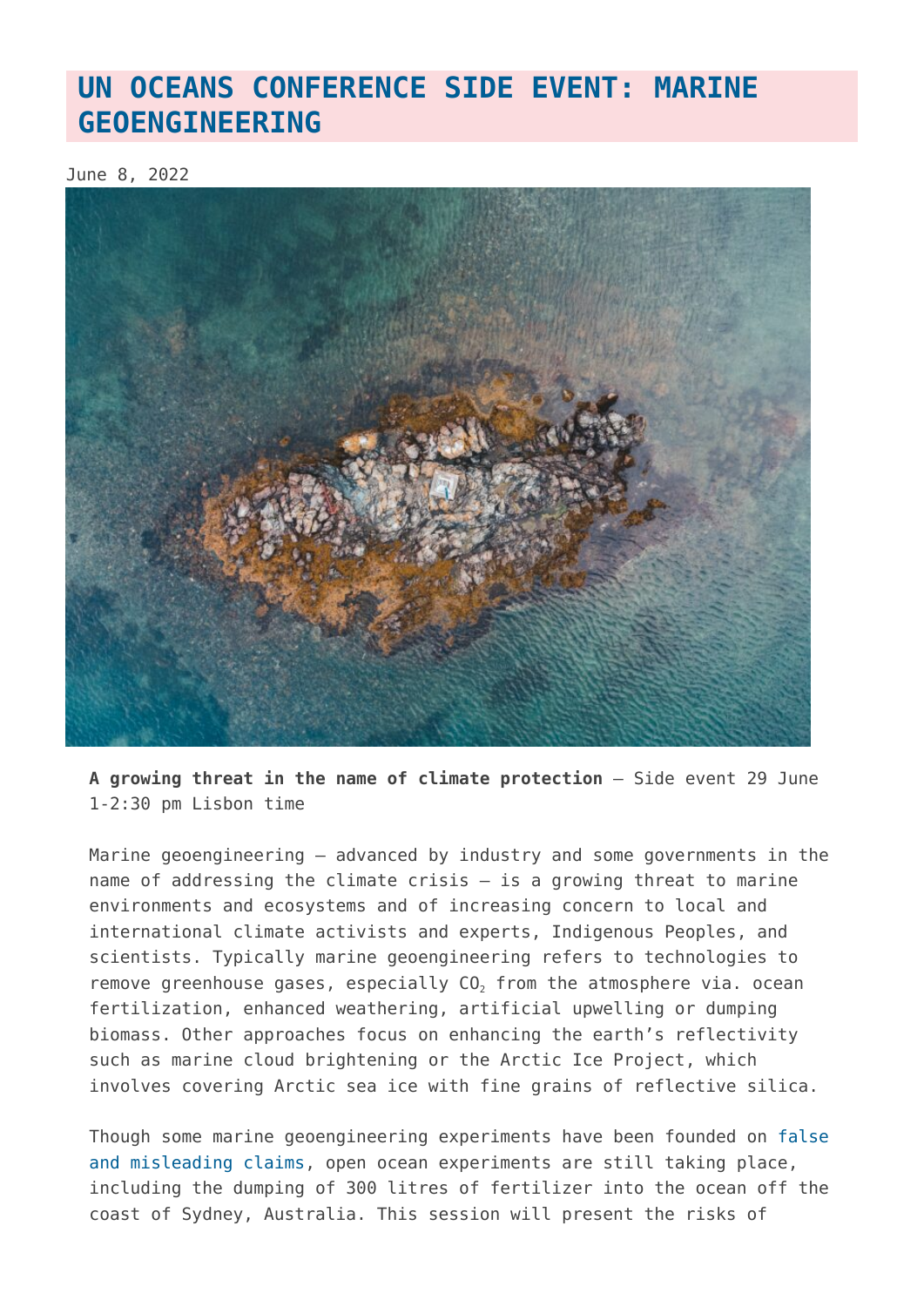# UN OCEANS CONFERENCE SIDE EVENT: MARINE GEOENGINEERING

June 8, 2022

**A growing threat in the name of climate protection** – Side event 29 June 1-2:30 pm Lisbon time

Marine geoengineering – advanced by industry and some governments in the name of addressing the climate crisis – is a growing threat to marine environments and ecosystems and of increasing concern to local and international climate activists and experts, Indigenous Peoples, and scientists. Typically marine geoengineering refers to technologies to remove greenhouse gases, especially $CO_2$ from the atmosphere via. ocean fertilization, enhanced weathering, artificial upwelling or dumping biomass. Other approaches focus on enhancing the earth's reflectivity such as marine cloud brightening or the Arctic Ice Project, which involves covering Arctic sea ice with fine grains of reflective silica.

Though some marine geoengineering experiments have been founded on false and misleading claims, open ocean experiments are still taking place, including the dumping of 300 litres of fertilizer into the ocean off the coast of Sydney, Australia. This session will present the risks of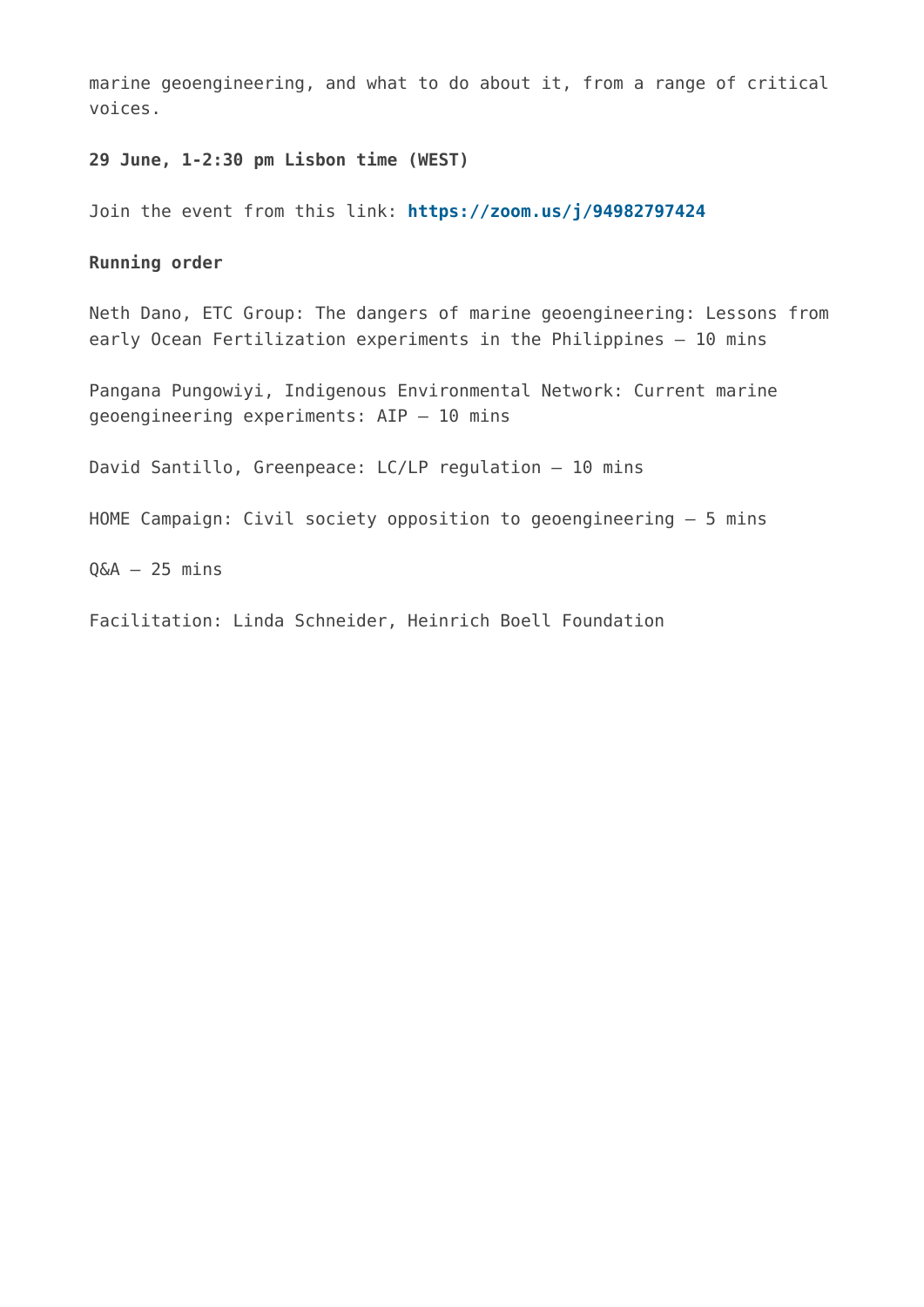marine geoengineering, and what to do about it, from a range of critical voices.

**29 June, 1-2:30 pm Lisbon time (WEST)**

Join the event from this link: **https://zoom.us/j/94982797424**

**Running order**

Neth Dano, ETC Group: The dangers of marine geoengineering: Lessons from early Ocean Fertilization experiments in the Philippines – 10 mins

Pangana Pungowiyi, Indigenous Environmental Network: Current marine geoengineering experiments: AIP – 10 mins

David Santillo, Greenpeace: LC/LP regulation – 10 mins

HOME Campaign: Civil society opposition to geoengineering – 5 mins

Q&A – 25 mins

Facilitation: Linda Schneider, Heinrich Boell Foundation